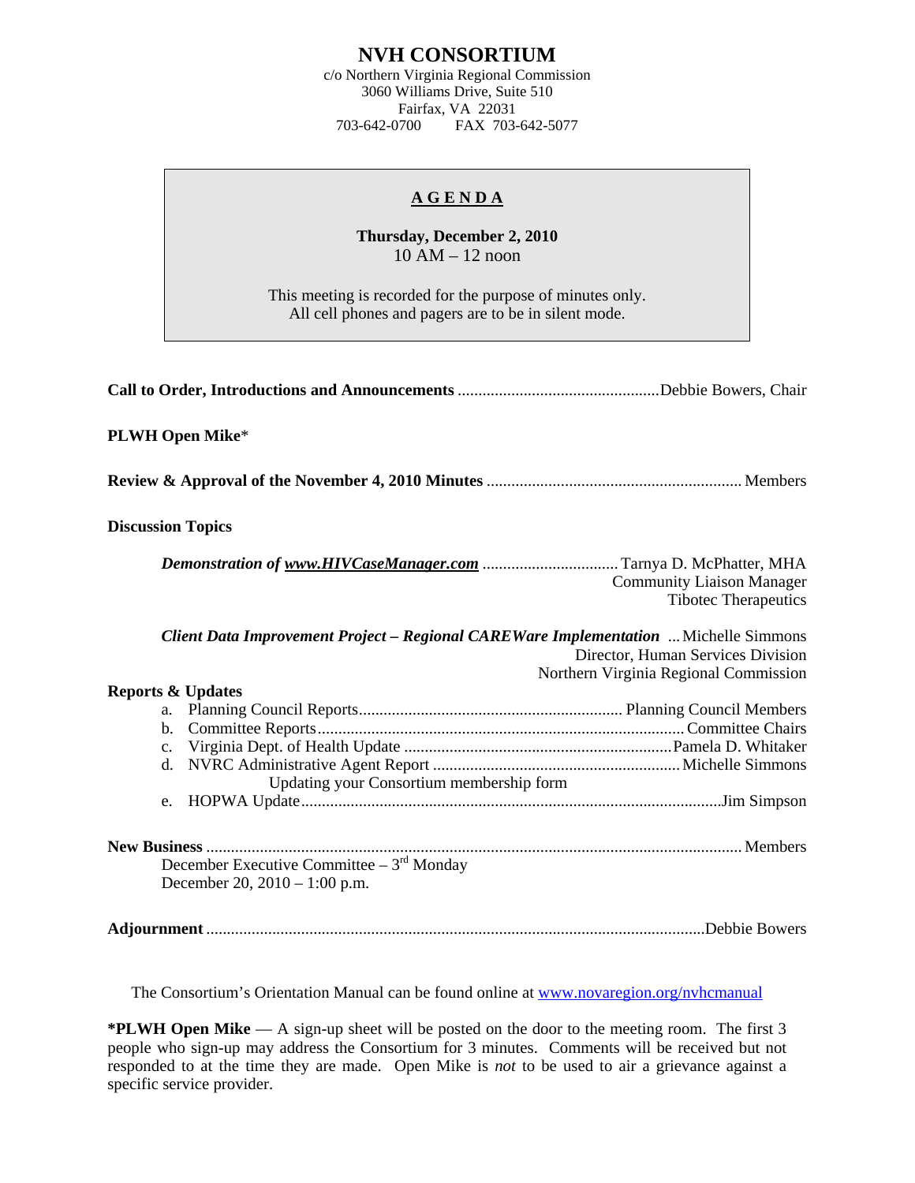# NVH CONSORTIUM

c/o Northern Virginia Regional Commission
3060 Williams Drive, Suite 510
Fairfax, VA 22031
703-642-0700 FAX 703-642-5077

## AGENDA

**Thursday, December 2, 2010**
10 AM – 12 noon

This meeting is recorded for the purpose of minutes only.
All cell phones and pagers are to be in silent mode.

**Call to Order, Introductions and Announcements** ........ Debbie Bowers, Chair

**PLWH Open Mike***

**Review & Approval of the November 4, 2010 Minutes** ........ Members

**Discussion Topics**

***Demonstration of www.HIVCaseManager.com*** ........ Tarnya D. McPhatter, MHA
Community Liaison Manager
Tibotec Therapeutics

***Client Data Improvement Project – Regional CAREWare Implementation*** ... Michelle Simmons
Director, Human Services Division
Northern Virginia Regional Commission

**Reports & Updates**

a. Planning Council Reports ........ Planning Council Members
b. Committee Reports ........ Committee Chairs
c. Virginia Dept. of Health Update ........ Pamela D. Whitaker
d. NVRC Administrative Agent Report ........ Michelle Simmons
   Updating your Consortium membership form
e. HOPWA Update ........ Jim Simpson

**New Business** ........ Members
December Executive Committee – 3rd Monday
December 20, 2010 – 1:00 p.m.

**Adjournment** ........ Debbie Bowers

The Consortium's Orientation Manual can be found online at www.novaregion.org/nvhcmanual

***PLWH Open Mike** — A sign-up sheet will be posted on the door to the meeting room. The first 3 people who sign-up may address the Consortium for 3 minutes. Comments will be received but not responded to at the time they are made. Open Mike is *not* to be used to air a grievance against a specific service provider.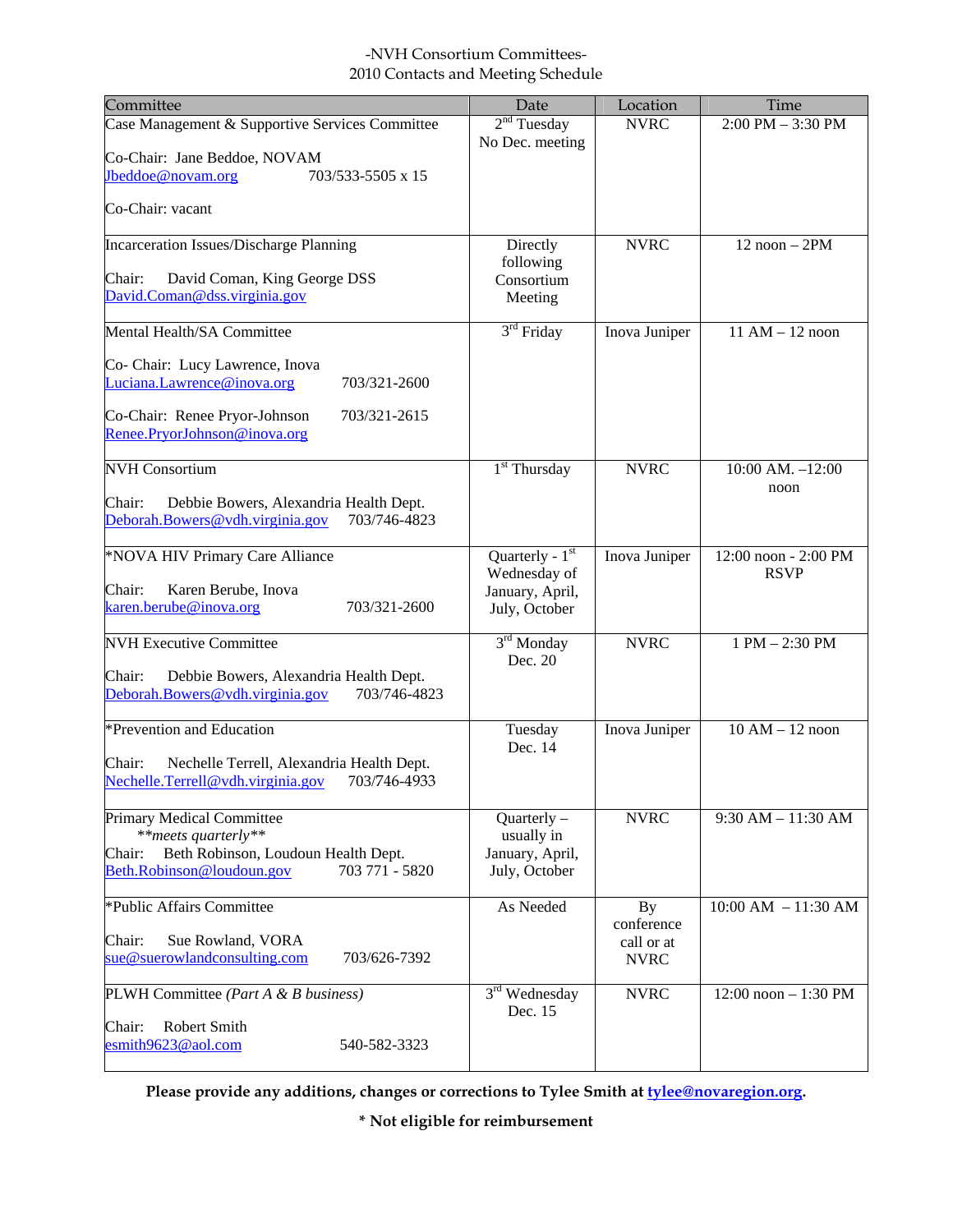-NVH Consortium Committees-
2010 Contacts and Meeting Schedule

| Committee | Date | Location | Time |
|---|---|---|---|
| Case Management & Supportive Services Committee<br><br>Co-Chair: Jane Beddoe, NOVAM<br>Jbeddoe@novam.org 703/533-5505 x 15<br><br>Co-Chair: vacant | 2nd Tuesday<br>No Dec. meeting | NVRC | 2:00 PM – 3:30 PM |
| Incarceration Issues/Discharge Planning<br><br>Chair: David Coman, King George DSS<br>David.Coman@dss.virginia.gov | Directly following Consortium Meeting | NVRC | 12 noon – 2PM |
| Mental Health/SA Committee<br><br>Co- Chair: Lucy Lawrence, Inova<br>Luciana.Lawrence@inova.org 703/321-2600<br><br>Co-Chair: Renee Pryor-Johnson 703/321-2615<br>Renee.PryorJohnson@inova.org | 3rd Friday | Inova Juniper | 11 AM – 12 noon |
| NVH Consortium<br><br>Chair: Debbie Bowers, Alexandria Health Dept.<br>Deborah.Bowers@vdh.virginia.gov 703/746-4823 | 1st Thursday | NVRC | 10:00 AM. –12:00 noon |
| *NOVA HIV Primary Care Alliance<br><br>Chair: Karen Berube, Inova<br>karen.berube@inova.org 703/321-2600 | Quarterly - 1st Wednesday of January, April, July, October | Inova Juniper | 12:00 noon - 2:00 PM RSVP |
| NVH Executive Committee<br><br>Chair: Debbie Bowers, Alexandria Health Dept.<br>Deborah.Bowers@vdh.virginia.gov 703/746-4823 | 3rd Monday<br>Dec. 20 | NVRC | 1 PM – 2:30 PM |
| *Prevention and Education<br><br>Chair: Nechelle Terrell, Alexandria Health Dept.<br>Nechelle.Terrell@vdh.virginia.gov 703/746-4933 | Tuesday<br>Dec. 14 | Inova Juniper | 10 AM – 12 noon |
| Primary Medical Committee<br>*\*meets quarterly\*\**<br>Chair: Beth Robinson, Loudoun Health Dept.<br>Beth.Robinson@loudoun.gov 703 771 - 5820 | Quarterly – usually in January, April, July, October | NVRC | 9:30 AM – 11:30 AM |
| *Public Affairs Committee<br><br>Chair: Sue Rowland, VORA<br>sue@suerowlandconsulting.com 703/626-7392 | As Needed | By conference call or at NVRC | 10:00 AM – 11:30 AM |
| PLWH Committee *(Part A & B business)*<br><br>Chair: Robert Smith<br>esmith9623@aol.com 540-582-3323 | 3rd Wednesday<br>Dec. 15 | NVRC | 12:00 noon – 1:30 PM |

**Please provide any additions, changes or corrections to Tylee Smith at tylee@novaregion.org.**

**\* Not eligible for reimbursement**